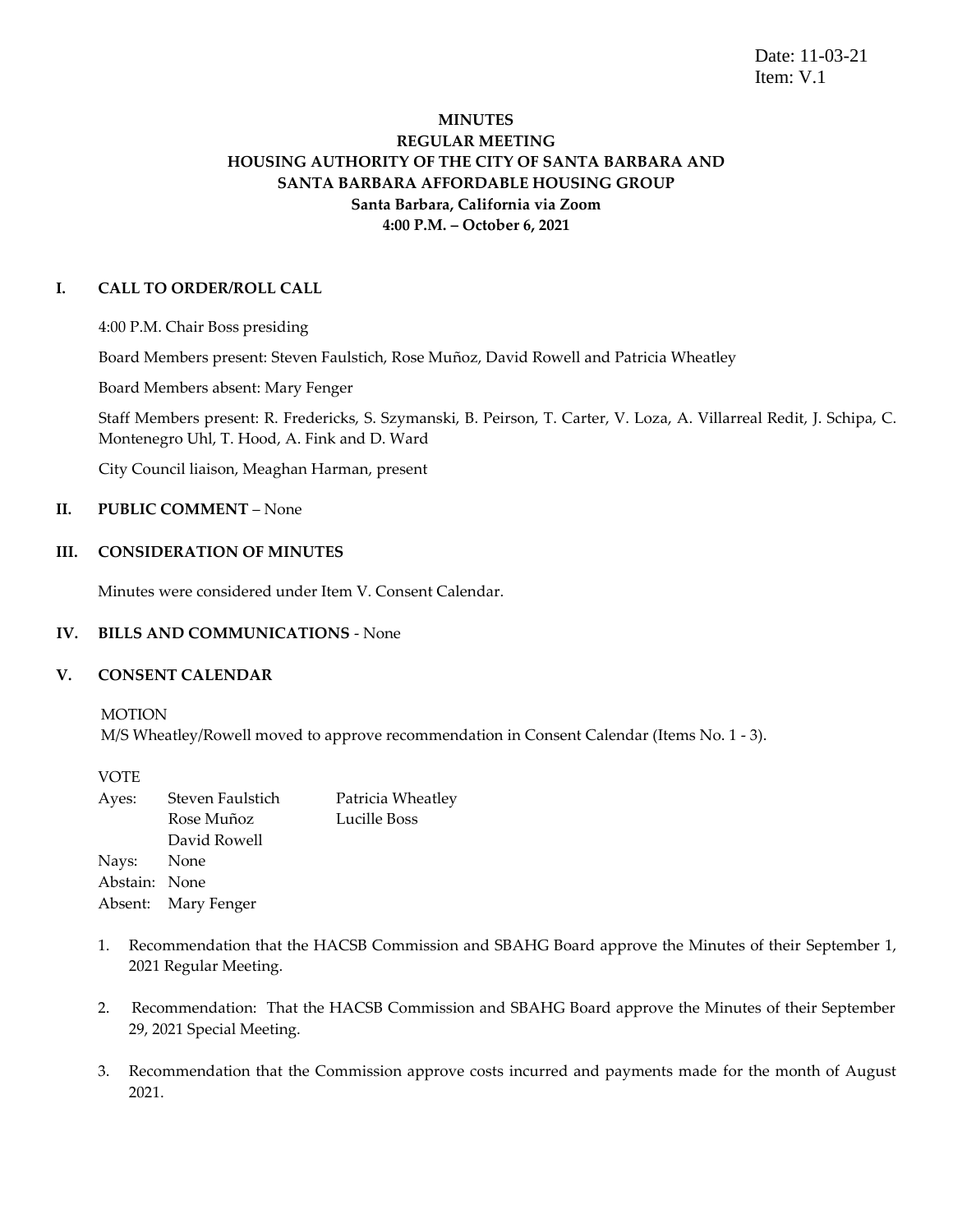Date: 11-03-21
Item: V.1

**MINUTES**
**REGULAR MEETING**
**HOUSING AUTHORITY OF THE CITY OF SANTA BARBARA AND**
**SANTA BARBARA AFFORDABLE HOUSING GROUP**
**Santa Barbara, California via Zoom**
**4:00 P.M. – October 6, 2021**

## I. CALL TO ORDER/ROLL CALL

4:00 P.M. Chair Boss presiding

Board Members present: Steven Faulstich, Rose Muñoz, David Rowell and Patricia Wheatley

Board Members absent: Mary Fenger

Staff Members present: R. Fredericks, S. Szymanski, B. Peirson, T. Carter, V. Loza, A. Villarreal Redit, J. Schipa, C. Montenegro Uhl, T. Hood, A. Fink and D. Ward

City Council liaison, Meaghan Harman, present

## II. PUBLIC COMMENT – None

## III. CONSIDERATION OF MINUTES

Minutes were considered under Item V. Consent Calendar.

## IV. BILLS AND COMMUNICATIONS - None

## V. CONSENT CALENDAR

MOTION
M/S Wheatley/Rowell moved to approve recommendation in Consent Calendar (Items No. 1 - 3).

VOTE

| | | |
|---|---|---|
| Ayes: | Steven Faulstich | Patricia Wheatley |
| | Rose Muñoz | Lucille Boss |
| | David Rowell | |
| Nays: | None | |
| Abstain: | None | |
| Absent: | Mary Fenger | |

1. Recommendation that the HACSB Commission and SBAHG Board approve the Minutes of their September 1, 2021 Regular Meeting.

2. Recommendation: That the HACSB Commission and SBAHG Board approve the Minutes of their September 29, 2021 Special Meeting.

3. Recommendation that the Commission approve costs incurred and payments made for the month of August 2021.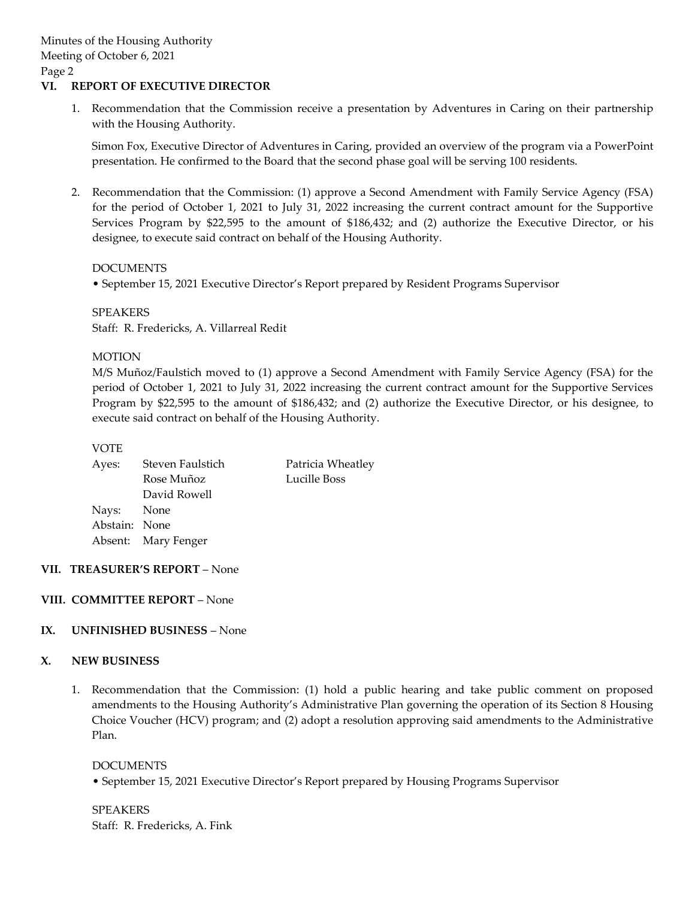## VI. REPORT OF EXECUTIVE DIRECTOR

1. Recommendation that the Commission receive a presentation by Adventures in Caring on their partnership with the Housing Authority.

   Simon Fox, Executive Director of Adventures in Caring, provided an overview of the program via a PowerPoint presentation. He confirmed to the Board that the second phase goal will be serving 100 residents.

2. Recommendation that the Commission: (1) approve a Second Amendment with Family Service Agency (FSA) for the period of October 1, 2021 to July 31, 2022 increasing the current contract amount for the Supportive Services Program by $22,595 to the amount of $186,432; and (2) authorize the Executive Director, or his designee, to execute said contract on behalf of the Housing Authority.

   DOCUMENTS

   - September 15, 2021 Executive Director's Report prepared by Resident Programs Supervisor

   SPEAKERS

   Staff: R. Fredericks, A. Villarreal Redit

   MOTION

   M/S Muñoz/Faulstich moved to (1) approve a Second Amendment with Family Service Agency (FSA) for the period of October 1, 2021 to July 31, 2022 increasing the current contract amount for the Supportive Services Program by $22,595 to the amount of $186,432; and (2) authorize the Executive Director, or his designee, to execute said contract on behalf of the Housing Authority.

   VOTE

   Ayes: Steven Faulstich, Rose Muñoz, David Rowell, Patricia Wheatley, Lucille Boss
   Nays: None
   Abstain: None
   Absent: Mary Fenger

## VII. TREASURER'S REPORT – None

## VIII. COMMITTEE REPORT – None

## IX. UNFINISHED BUSINESS – None

## X. NEW BUSINESS

1. Recommendation that the Commission: (1) hold a public hearing and take public comment on proposed amendments to the Housing Authority's Administrative Plan governing the operation of its Section 8 Housing Choice Voucher (HCV) program; and (2) adopt a resolution approving said amendments to the Administrative Plan.

   DOCUMENTS

   - September 15, 2021 Executive Director's Report prepared by Housing Programs Supervisor

   SPEAKERS

   Staff: R. Fredericks, A. Fink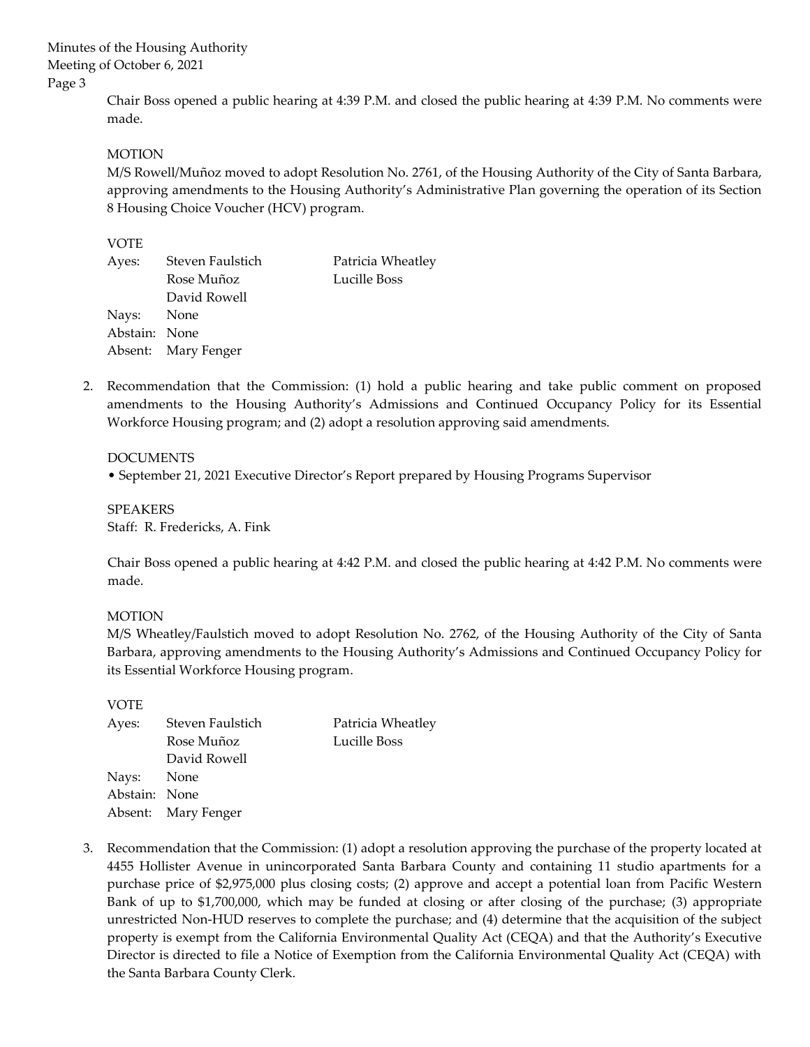Chair Boss opened a public hearing at 4:39 P.M. and closed the public hearing at 4:39 P.M. No comments were made.

MOTION
M/S Rowell/Muñoz moved to adopt Resolution No. 2761, of the Housing Authority of the City of Santa Barbara, approving amendments to the Housing Authority's Administrative Plan governing the operation of its Section 8 Housing Choice Voucher (HCV) program.

VOTE

| | | |
|---|---|---|
| Ayes: | Steven Faulstich | Patricia Wheatley |
| | Rose Muñoz | Lucille Boss |
| | David Rowell | |
| Nays: | None | |
| Abstain: | None | |
| Absent: | Mary Fenger | |

2. Recommendation that the Commission: (1) hold a public hearing and take public comment on proposed amendments to the Housing Authority's Admissions and Continued Occupancy Policy for its Essential Workforce Housing program; and (2) adopt a resolution approving said amendments.

   DOCUMENTS
   • September 21, 2021 Executive Director's Report prepared by Housing Programs Supervisor

   SPEAKERS
   Staff: R. Fredericks, A. Fink

   Chair Boss opened a public hearing at 4:42 P.M. and closed the public hearing at 4:42 P.M. No comments were made.

   MOTION
   M/S Wheatley/Faulstich moved to adopt Resolution No. 2762, of the Housing Authority of the City of Santa Barbara, approving amendments to the Housing Authority's Admissions and Continued Occupancy Policy for its Essential Workforce Housing program.

   VOTE

| | | |
|---|---|---|
| Ayes: | Steven Faulstich | Patricia Wheatley |
| | Rose Muñoz | Lucille Boss |
| | David Rowell | |
| Nays: | None | |
| Abstain: | None | |
| Absent: | Mary Fenger | |

3. Recommendation that the Commission: (1) adopt a resolution approving the purchase of the property located at 4455 Hollister Avenue in unincorporated Santa Barbara County and containing 11 studio apartments for a purchase price of $2,975,000 plus closing costs; (2) approve and accept a potential loan from Pacific Western Bank of up to $1,700,000, which may be funded at closing or after closing of the purchase; (3) appropriate unrestricted Non-HUD reserves to complete the purchase; and (4) determine that the acquisition of the subject property is exempt from the California Environmental Quality Act (CEQA) and that the Authority's Executive Director is directed to file a Notice of Exemption from the California Environmental Quality Act (CEQA) with the Santa Barbara County Clerk.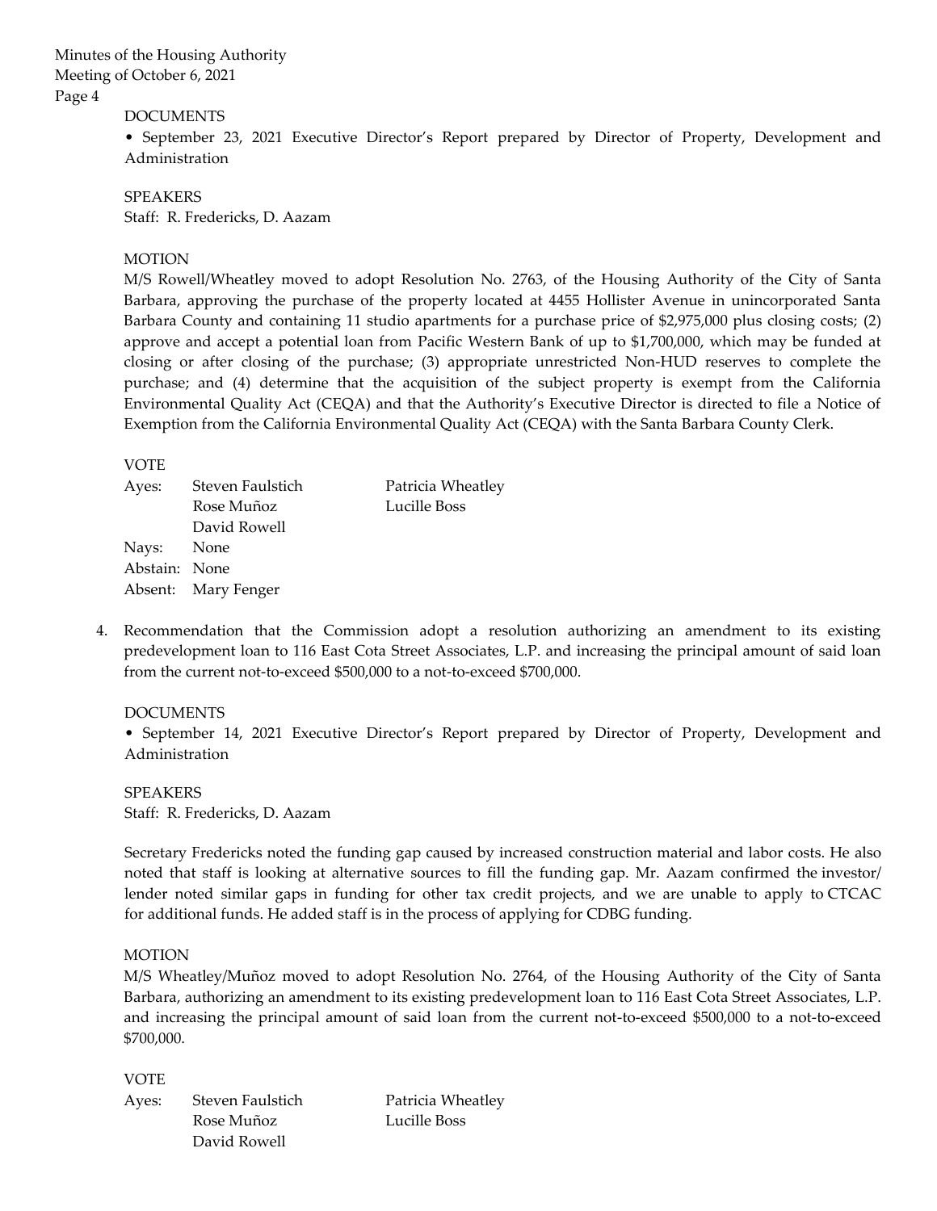DOCUMENTS

• September 23, 2021 Executive Director's Report prepared by Director of Property, Development and Administration

SPEAKERS

Staff: R. Fredericks, D. Aazam

MOTION

M/S Rowell/Wheatley moved to adopt Resolution No. 2763, of the Housing Authority of the City of Santa Barbara, approving the purchase of the property located at 4455 Hollister Avenue in unincorporated Santa Barbara County and containing 11 studio apartments for a purchase price of $2,975,000 plus closing costs; (2) approve and accept a potential loan from Pacific Western Bank of up to $1,700,000, which may be funded at closing or after closing of the purchase; (3) appropriate unrestricted Non-HUD reserves to complete the purchase; and (4) determine that the acquisition of the subject property is exempt from the California Environmental Quality Act (CEQA) and that the Authority's Executive Director is directed to file a Notice of Exemption from the California Environmental Quality Act (CEQA) with the Santa Barbara County Clerk.

VOTE

Ayes: Steven Faulstich, Rose Muñoz, David Rowell, Patricia Wheatley, Lucille Boss
Nays: None
Abstain: None
Absent: Mary Fenger

4. Recommendation that the Commission adopt a resolution authorizing an amendment to its existing predevelopment loan to 116 East Cota Street Associates, L.P. and increasing the principal amount of said loan from the current not-to-exceed $500,000 to a not-to-exceed $700,000.

DOCUMENTS

• September 14, 2021 Executive Director's Report prepared by Director of Property, Development and Administration

SPEAKERS

Staff: R. Fredericks, D. Aazam

Secretary Fredericks noted the funding gap caused by increased construction material and labor costs. He also noted that staff is looking at alternative sources to fill the funding gap. Mr. Aazam confirmed the investor/ lender noted similar gaps in funding for other tax credit projects, and we are unable to apply to CTCAC for additional funds. He added staff is in the process of applying for CDBG funding.

MOTION

M/S Wheatley/Muñoz moved to adopt Resolution No. 2764, of the Housing Authority of the City of Santa Barbara, authorizing an amendment to its existing predevelopment loan to 116 East Cota Street Associates, L.P. and increasing the principal amount of said loan from the current not-to-exceed $500,000 to a not-to-exceed $700,000.

VOTE

Ayes: Steven Faulstich, Rose Muñoz, David Rowell, Patricia Wheatley, Lucille Boss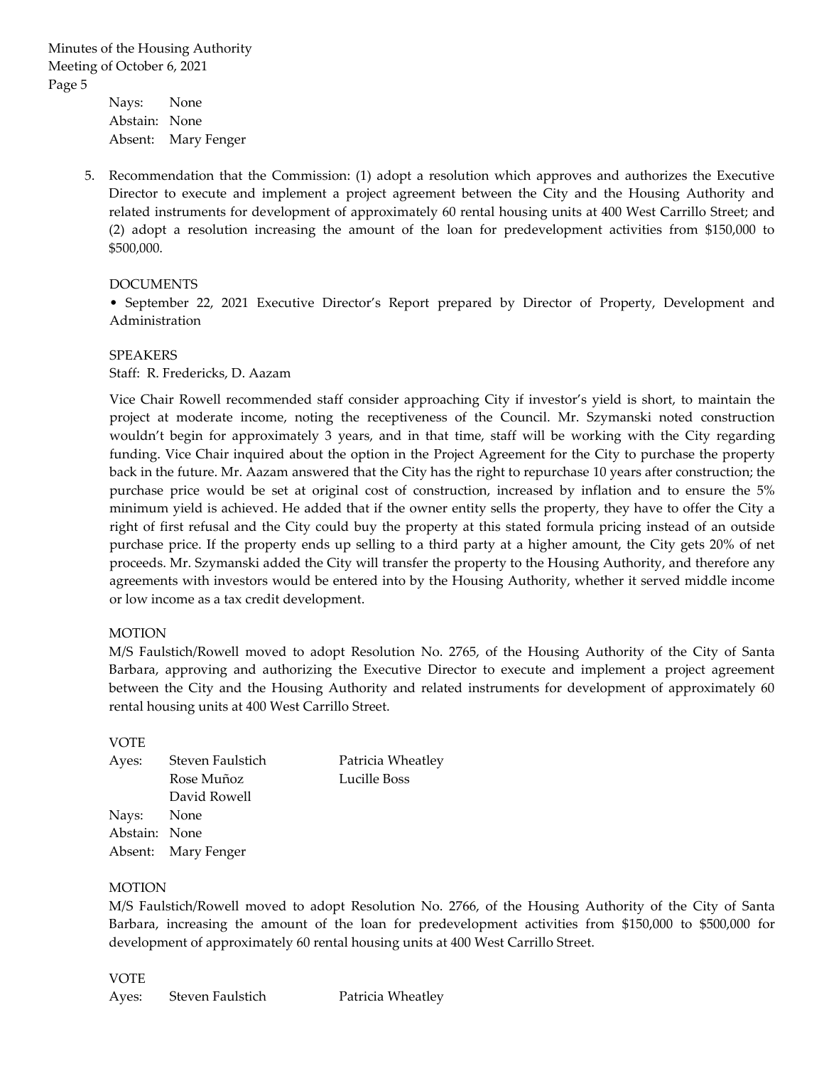Nays: None
Abstain: None
Absent: Mary Fenger

5. Recommendation that the Commission: (1) adopt a resolution which approves and authorizes the Executive Director to execute and implement a project agreement between the City and the Housing Authority and related instruments for development of approximately 60 rental housing units at 400 West Carrillo Street; and (2) adopt a resolution increasing the amount of the loan for predevelopment activities from $150,000 to $500,000.

DOCUMENTS

• September 22, 2021 Executive Director's Report prepared by Director of Property, Development and Administration

SPEAKERS

Staff: R. Fredericks, D. Aazam

Vice Chair Rowell recommended staff consider approaching City if investor's yield is short, to maintain the project at moderate income, noting the receptiveness of the Council. Mr. Szymanski noted construction wouldn't begin for approximately 3 years, and in that time, staff will be working with the City regarding funding. Vice Chair inquired about the option in the Project Agreement for the City to purchase the property back in the future. Mr. Aazam answered that the City has the right to repurchase 10 years after construction; the purchase price would be set at original cost of construction, increased by inflation and to ensure the 5% minimum yield is achieved. He added that if the owner entity sells the property, they have to offer the City a right of first refusal and the City could buy the property at this stated formula pricing instead of an outside purchase price. If the property ends up selling to a third party at a higher amount, the City gets 20% of net proceeds. Mr. Szymanski added the City will transfer the property to the Housing Authority, and therefore any agreements with investors would be entered into by the Housing Authority, whether it served middle income or low income as a tax credit development.

MOTION

M/S Faulstich/Rowell moved to adopt Resolution No. 2765, of the Housing Authority of the City of Santa Barbara, approving and authorizing the Executive Director to execute and implement a project agreement between the City and the Housing Authority and related instruments for development of approximately 60 rental housing units at 400 West Carrillo Street.

VOTE

Ayes: Steven Faulstich, Rose Muñoz, David Rowell, Patricia Wheatley, Lucille Boss
Nays: None
Abstain: None
Absent: Mary Fenger

MOTION

M/S Faulstich/Rowell moved to adopt Resolution No. 2766, of the Housing Authority of the City of Santa Barbara, increasing the amount of the loan for predevelopment activities from $150,000 to $500,000 for development of approximately 60 rental housing units at 400 West Carrillo Street.

VOTE

Ayes: Steven Faulstich, Patricia Wheatley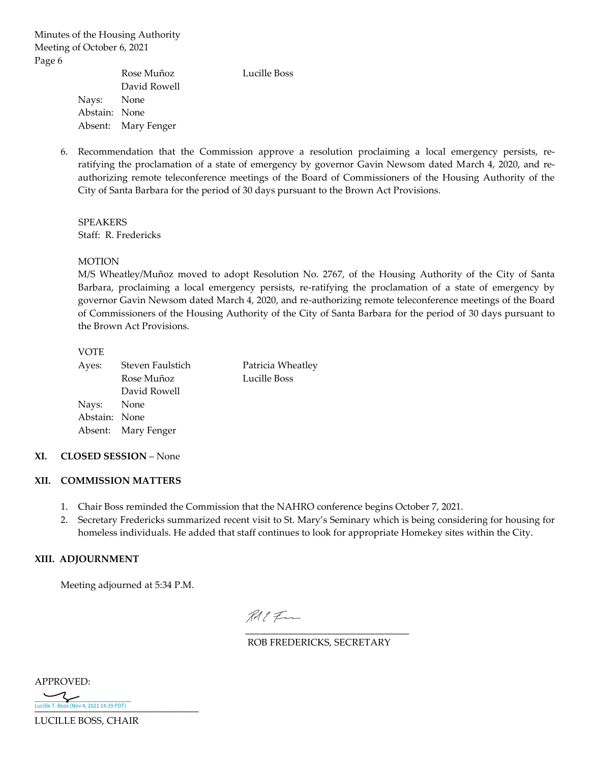| | | |
|---|---|---|
| | Rose Muñoz | Lucille Boss |
| | David Rowell | |
| Nays: | None | |
| Abstain: | None | |
| Absent: | Mary Fenger | |

6. Recommendation that the Commission approve a resolution proclaiming a local emergency persists, re-ratifying the proclamation of a state of emergency by governor Gavin Newsom dated March 4, 2020, and re-authorizing remote teleconference meetings of the Board of Commissioners of the Housing Authority of the City of Santa Barbara for the period of 30 days pursuant to the Brown Act Provisions.

   SPEAKERS
   Staff: R. Fredericks

   MOTION
   M/S Wheatley/Muñoz moved to adopt Resolution No. 2767, of the Housing Authority of the City of Santa Barbara, proclaiming a local emergency persists, re-ratifying the proclamation of a state of emergency by governor Gavin Newsom dated March 4, 2020, and re-authorizing remote teleconference meetings of the Board of Commissioners of the Housing Authority of the City of Santa Barbara for the period of 30 days pursuant to the Brown Act Provisions.

   VOTE

| | | |
|---|---|---|
| Ayes: | Steven Faulstich | Patricia Wheatley |
| | Rose Muñoz | Lucille Boss |
| | David Rowell | |
| Nays: | None | |
| Abstain: | None | |
| Absent: | Mary Fenger | |

**XI. CLOSED SESSION** – None

**XII. COMMISSION MATTERS**

1. Chair Boss reminded the Commission that the NAHRO conference begins October 7, 2021.
2. Secretary Fredericks summarized recent visit to St. Mary's Seminary which is being considering for housing for homeless individuals. He added that staff continues to look for appropriate Homekey sites within the City.

**XIII. ADJOURNMENT**

Meeting adjourned at 5:34 P.M.

ROB FREDERICKS, SECRETARY

APPROVED:

Lucille T. Boss (Nov 4, 2021 14:39 PDT)

LUCILLE BOSS, CHAIR